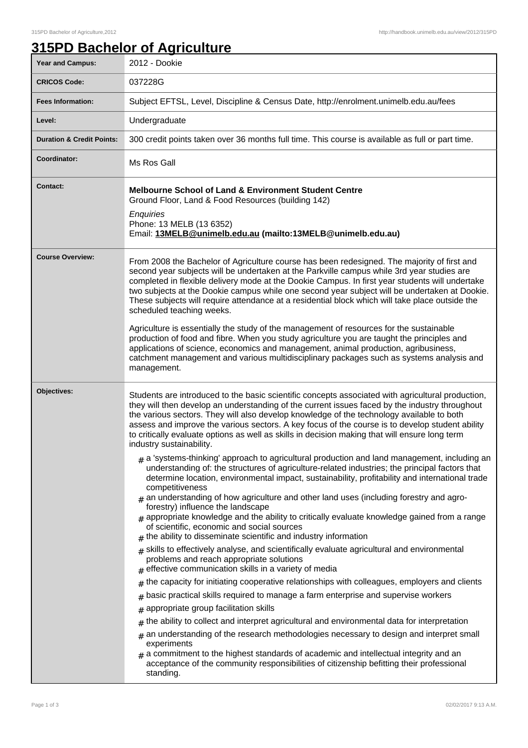# 315PD Bachelor of Agriculture

| | |
|---|---|
| **Year and Campus:** | 2012 - Dookie |
| **CRICOS Code:** | 037228G |
| **Fees Information:** | Subject EFTSL, Level, Discipline & Census Date, http://enrolment.unimelb.edu.au/fees |
| **Level:** | Undergraduate |
| **Duration & Credit Points:** | 300 credit points taken over 36 months full time. This course is available as full or part time. |
| **Coordinator:** | Ms Ros Gall |
| **Contact:** | **Melbourne School of Land & Environment Student Centre**<br>Ground Floor, Land & Food Resources (building 142)<br>*Enquiries*<br>Phone: 13 MELB (13 6352)<br>Email: **13MELB@unimelb.edu.au (mailto:13MELB@unimelb.edu.au)** |
| **Course Overview:** | From 2008 the Bachelor of Agriculture course has been redesigned. The majority of first and second year subjects will be undertaken at the Parkville campus while 3rd year studies are completed in flexible delivery mode at the Dookie Campus. In first year students will undertake two subjects at the Dookie campus while one second year subject will be undertaken at Dookie. These subjects will require attendance at a residential block which will take place outside the scheduled teaching weeks.<br><br>Agriculture is essentially the study of the management of resources for the sustainable production of food and fibre. When you study agriculture you are taught the principles and applications of science, economics and management, animal production, agribusiness, catchment management and various multidisciplinary packages such as systems analysis and management. |
| **Objectives:** | Students are introduced to the basic scientific concepts associated with agricultural production, they will then develop an understanding of the current issues faced by the industry throughout the various sectors. They will also develop knowledge of the technology available to both assess and improve the various sectors. A key focus of the course is to develop student ability to critically evaluate options as well as skills in decision making that will ensure long term industry sustainability.<br><br># a 'systems-thinking' approach to agricultural production and land management, including an understanding of: the structures of agriculture-related industries; the principal factors that determine location, environmental impact, sustainability, profitability and international trade competitiveness<br># an understanding of how agriculture and other land uses (including forestry and agro-forestry) influence the landscape<br># appropriate knowledge and the ability to critically evaluate knowledge gained from a range of scientific, economic and social sources<br># the ability to disseminate scientific and industry information<br># skills to effectively analyse, and scientifically evaluate agricultural and environmental problems and reach appropriate solutions<br># effective communication skills in a variety of media<br># the capacity for initiating cooperative relationships with colleagues, employers and clients<br># basic practical skills required to manage a farm enterprise and supervise workers<br># appropriate group facilitation skills<br># the ability to collect and interpret agricultural and environmental data for interpretation<br># an understanding of the research methodologies necessary to design and interpret small experiments<br># a commitment to the highest standards of academic and intellectual integrity and an acceptance of the community responsibilities of citizenship befitting their professional standing. |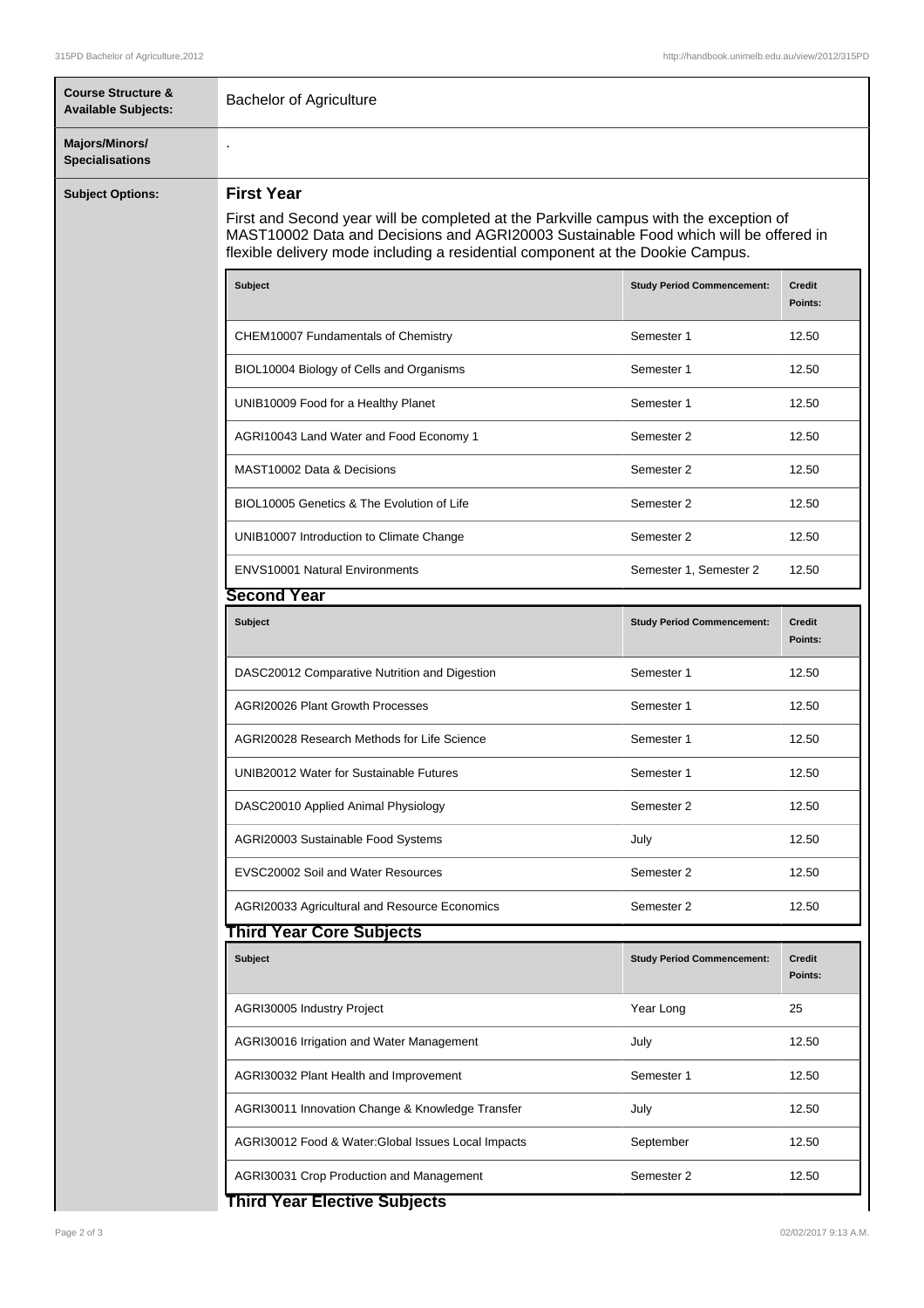**Course Structure & Available Subjects:**

Bachelor of Agriculture

**Majors/Minors/ Specialisations**

.

**Subject Options:**

## First Year

First and Second year will be completed at the Parkville campus with the exception of MAST10002 Data and Decisions and AGRI20003 Sustainable Food which will be offered in flexible delivery mode including a residential component at the Dookie Campus.

| Subject | Study Period Commencement: | Credit Points: |
| --- | --- | --- |
| CHEM10007 Fundamentals of Chemistry | Semester 1 | 12.50 |
| BIOL10004 Biology of Cells and Organisms | Semester 1 | 12.50 |
| UNIB10009 Food for a Healthy Planet | Semester 1 | 12.50 |
| AGRI10043 Land Water and Food Economy 1 | Semester 2 | 12.50 |
| MAST10002 Data & Decisions | Semester 2 | 12.50 |
| BIOL10005 Genetics & The Evolution of Life | Semester 2 | 12.50 |
| UNIB10007 Introduction to Climate Change | Semester 2 | 12.50 |
| ENVS10001 Natural Environments | Semester 1, Semester 2 | 12.50 |

## Second Year

| Subject | Study Period Commencement: | Credit Points: |
| --- | --- | --- |
| DASC20012 Comparative Nutrition and Digestion | Semester 1 | 12.50 |
| AGRI20026 Plant Growth Processes | Semester 1 | 12.50 |
| AGRI20028 Research Methods for Life Science | Semester 1 | 12.50 |
| UNIB20012 Water for Sustainable Futures | Semester 1 | 12.50 |
| DASC20010 Applied Animal Physiology | Semester 2 | 12.50 |
| AGRI20003 Sustainable Food Systems | July | 12.50 |
| EVSC20002 Soil and Water Resources | Semester 2 | 12.50 |
| AGRI20033 Agricultural and Resource Economics | Semester 2 | 12.50 |

## Third Year Core Subjects

| Subject | Study Period Commencement: | Credit Points: |
| --- | --- | --- |
| AGRI30005 Industry Project | Year Long | 25 |
| AGRI30016 Irrigation and Water Management | July | 12.50 |
| AGRI30032 Plant Health and Improvement | Semester 1 | 12.50 |
| AGRI30011 Innovation Change & Knowledge Transfer | July | 12.50 |
| AGRI30012 Food & Water:Global Issues Local Impacts | September | 12.50 |
| AGRI30031 Crop Production and Management | Semester 2 | 12.50 |

## Third Year Elective Subjects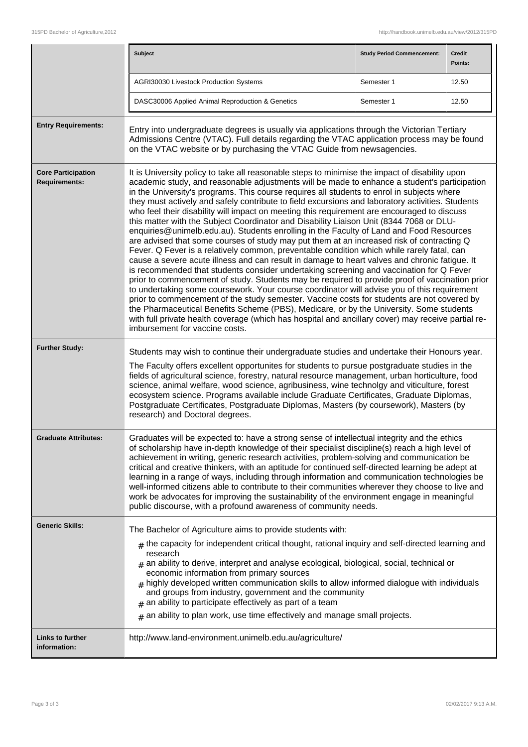| Subject | Study Period Commencement: | Credit Points: |
| --- | --- | --- |
| AGRI30030 Livestock Production Systems | Semester 1 | 12.50 |
| DASC30006 Applied Animal Reproduction & Genetics | Semester 1 | 12.50 |

**Entry Requirements:**

Entry into undergraduate degrees is usually via applications through the Victorian Tertiary Admissions Centre (VTAC). Full details regarding the VTAC application process may be found on the VTAC website or by purchasing the VTAC Guide from newsagencies.

**Core Participation Requirements:**

It is University policy to take all reasonable steps to minimise the impact of disability upon academic study, and reasonable adjustments will be made to enhance a student's participation in the University's programs. This course requires all students to enrol in subjects where they must actively and safely contribute to field excursions and laboratory activities. Students who feel their disability will impact on meeting this requirement are encouraged to discuss this matter with the Subject Coordinator and Disability Liaison Unit (8344 7068 or DLU-enquiries@unimelb.edu.au). Students enrolling in the Faculty of Land and Food Resources are advised that some courses of study may put them at an increased risk of contracting Q Fever. Q Fever is a relatively common, preventable condition which while rarely fatal, can cause a severe acute illness and can result in damage to heart valves and chronic fatigue. It is recommended that students consider undertaking screening and vaccination for Q Fever prior to commencement of study. Students may be required to provide proof of vaccination prior to undertaking some coursework. Your course coordinator will advise you of this requirement prior to commencement of the study semester. Vaccine costs for students are not covered by the Pharmaceutical Benefits Scheme (PBS), Medicare, or by the University. Some students with full private health coverage (which has hospital and ancillary cover) may receive partial re-imbursement for vaccine costs.

**Further Study:**

Students may wish to continue their undergraduate studies and undertake their Honours year.

The Faculty offers excellent opportunites for students to pursue postgraduate studies in the fields of agricultural science, forestry, natural resource management, urban horticulture, food science, animal welfare, wood science, agribusiness, wine technolgy and viticulture, forest ecosystem science. Programs available include Graduate Certificates, Graduate Diplomas, Postgraduate Certificates, Postgraduate Diplomas, Masters (by coursework), Masters (by research) and Doctoral degrees.

**Graduate Attributes:**

Graduates will be expected to: have a strong sense of intellectual integrity and the ethics of scholarship have in-depth knowledge of their specialist discipline(s) reach a high level of achievement in writing, generic research activities, problem-solving and communication be critical and creative thinkers, with an aptitude for continued self-directed learning be adept at learning in a range of ways, including through information and communication technologies be well-informed citizens able to contribute to their communities wherever they choose to live and work be advocates for improving the sustainability of the environment engage in meaningful public discourse, with a profound awareness of community needs.

**Generic Skills:**

The Bachelor of Agriculture aims to provide students with:

- the capacity for independent critical thought, rational inquiry and self-directed learning and research
- an ability to derive, interpret and analyse ecological, biological, social, technical or economic information from primary sources
- highly developed written communication skills to allow informed dialogue with individuals and groups from industry, government and the community
- an ability to participate effectively as part of a team
- an ability to plan work, use time effectively and manage small projects.

**Links to further information:**

http://www.land-environment.unimelb.edu.au/agriculture/